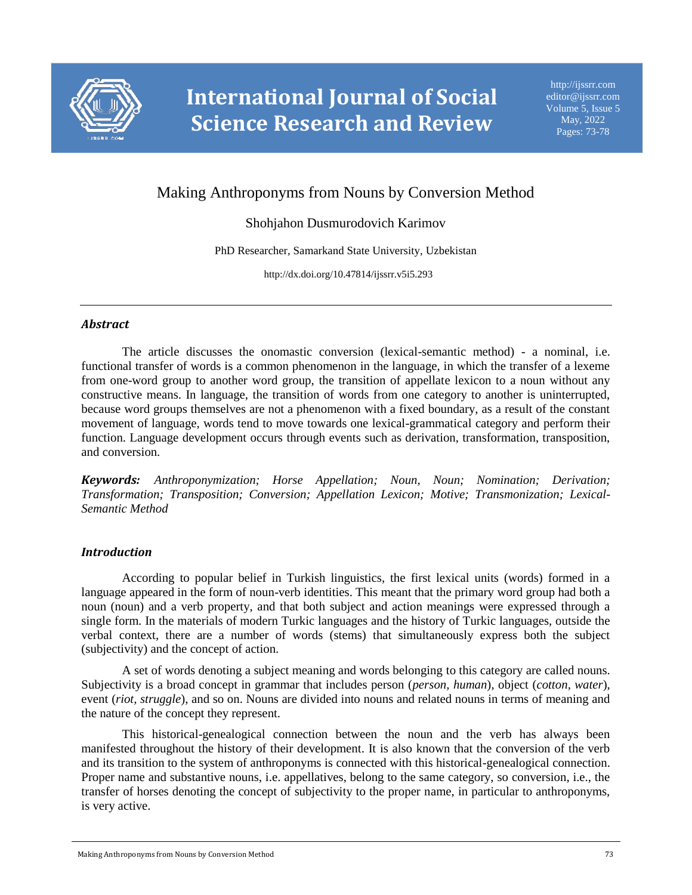# Making Anthroponyms from Nouns by Conversion Method

Shohjahon Dusmurodovich Karimov

PhD Researcher, Samarkand State University, Uzbekistan

http://dx.doi.org/10.47814/ijssrr.v5i5.293

---

### *Abstract*

The article discusses the onomastic conversion (lexical-semantic method) - a nominal, i.e. functional transfer of words is a common phenomenon in the language, in which the transfer of a lexeme from one-word group to another word group, the transition of appellate lexicon to a noun without any constructive means. In language, the transition of words from one category to another is uninterrupted, because word groups themselves are not a phenomenon with a fixed boundary, as a result of the constant movement of language, words tend to move towards one lexical-grammatical category and perform their function. Language development occurs through events such as derivation, transformation, transposition, and conversion.

***Keywords:*** *Anthroponymization; Horse Appellation; Noun, Noun; Nomination; Derivation; Transformation; Transposition; Conversion; Appellation Lexicon; Motive; Transmonization; Lexical-Semantic Method*

### *Introduction*

According to popular belief in Turkish linguistics, the first lexical units (words) formed in a language appeared in the form of noun-verb identities. This meant that the primary word group had both a noun (noun) and a verb property, and that both subject and action meanings were expressed through a single form. In the materials of modern Turkic languages and the history of Turkic languages, outside the verbal context, there are a number of words (stems) that simultaneously express both the subject (subjectivity) and the concept of action.

A set of words denoting a subject meaning and words belonging to this category are called nouns. Subjectivity is a broad concept in grammar that includes person (*person, human*), object (*cotton, water*), event (*riot, struggle*), and so on. Nouns are divided into nouns and related nouns in terms of meaning and the nature of the concept they represent.

This historical-genealogical connection between the noun and the verb has always been manifested throughout the history of their development. It is also known that the conversion of the verb and its transition to the system of anthroponyms is connected with this historical-genealogical connection. Proper name and substantive nouns, i.e. appellatives, belong to the same category, so conversion, i.e., the transfer of horses denoting the concept of subjectivity to the proper name, in particular to anthroponyms, is very active.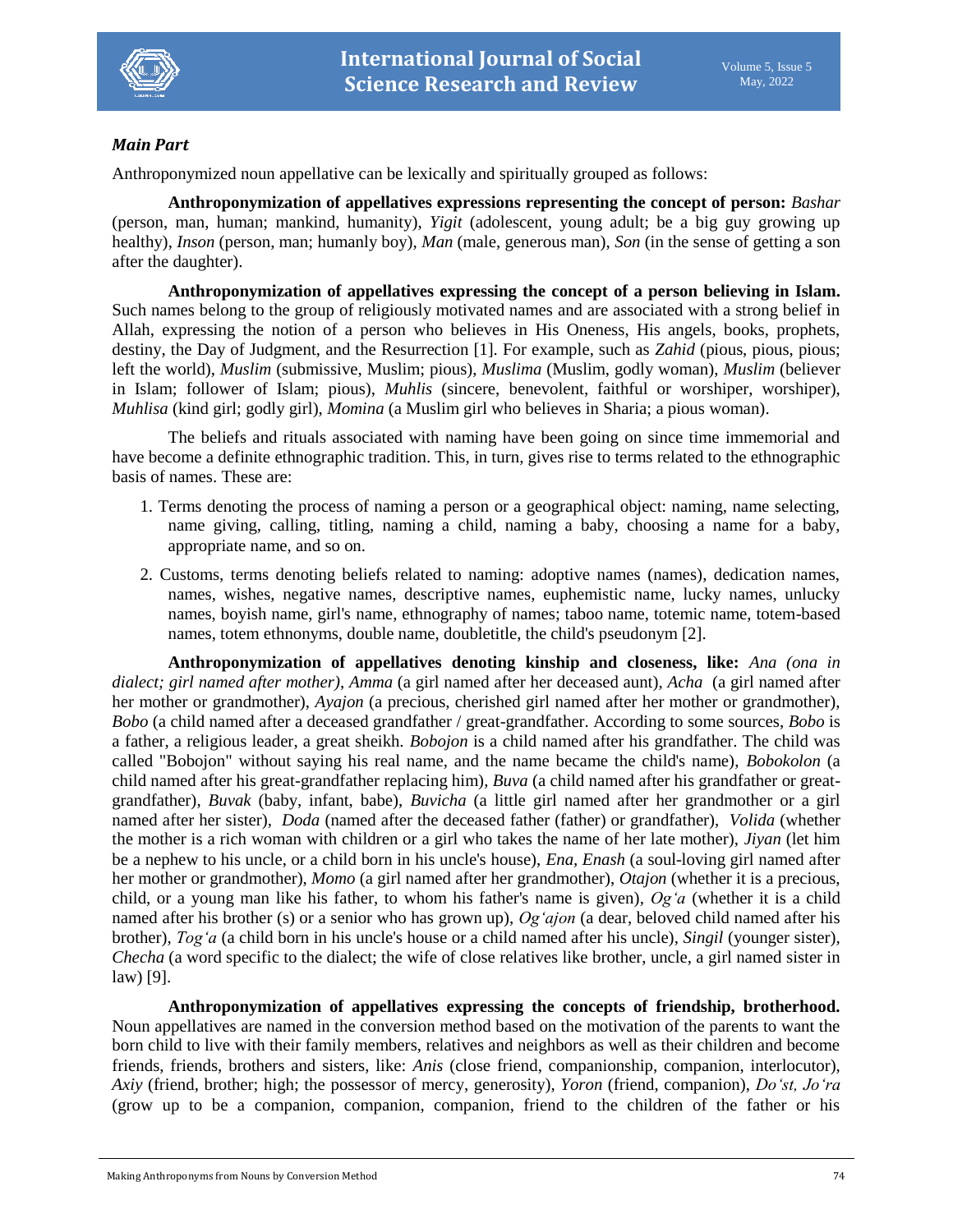### *Main Part*

Anthroponymized noun appellative can be lexically and spiritually grouped as follows:

**Anthroponymization of appellatives expressions representing the concept of person:** *Bashar* (person, man, human; mankind, humanity), *Yigit* (adolescent, young adult; be a big guy growing up healthy), *Inson* (person, man; humanly boy), *Man* (male, generous man), *Son* (in the sense of getting a son after the daughter).

**Anthroponymization of appellatives expressing the concept of a person believing in Islam.** Such names belong to the group of religiously motivated names and are associated with a strong belief in Allah, expressing the notion of a person who believes in His Oneness, His angels, books, prophets, destiny, the Day of Judgment, and the Resurrection [1]. For example, such as *Zahid* (pious, pious, pious; left the world), *Muslim* (submissive, Muslim; pious), *Muslima* (Muslim, godly woman), *Muslim* (believer in Islam; follower of Islam; pious), *Muhlis* (sincere, benevolent, faithful or worshiper, worshiper), *Muhlisa* (kind girl; godly girl), *Momina* (a Muslim girl who believes in Sharia; a pious woman).

The beliefs and rituals associated with naming have been going on since time immemorial and have become a definite ethnographic tradition. This, in turn, gives rise to terms related to the ethnographic basis of names. These are:

1. Terms denoting the process of naming a person or a geographical object: naming, name selecting, name giving, calling, titling, naming a child, naming a baby, choosing a name for a baby, appropriate name, and so on.
2. Customs, terms denoting beliefs related to naming: adoptive names (names), dedication names, names, wishes, negative names, descriptive names, euphemistic name, lucky names, unlucky names, boyish name, girl's name, ethnography of names; taboo name, totemic name, totem-based names, totem ethnonyms, double name, doubletitle, the child's pseudonym [2].

**Anthroponymization of appellatives denoting kinship and closeness, like:** *Ana (ona in dialect; girl named after mother)*, *Amma* (a girl named after her deceased aunt), *Acha* (a girl named after her mother or grandmother), *Ayajon* (a precious, cherished girl named after her mother or grandmother), *Bobo* (a child named after a deceased grandfather / great-grandfather. According to some sources, *Bobo* is a father, a religious leader, a great sheikh. *Bobojon* is a child named after his grandfather. The child was called "Bobojon" without saying his real name, and the name became the child's name), *Bobokolon* (a child named after his great-grandfather replacing him), *Buva* (a child named after his grandfather or great-grandfather), *Buvak* (baby, infant, babe), *Buvicha* (a little girl named after her grandmother or a girl named after her sister), *Doda* (named after the deceased father (father) or grandfather), *Volida* (whether the mother is a rich woman with children or a girl who takes the name of her late mother), *Jiyan* (let him be a nephew to his uncle, or a child born in his uncle's house), *Ena, Enash* (a soul-loving girl named after her mother or grandmother), *Momo* (a girl named after her grandmother), *Otajon* (whether it is a precious, child, or a young man like his father, to whom his father's name is given), *Og'a* (whether it is a child named after his brother (s) or a senior who has grown up), *Og'ajon* (a dear, beloved child named after his brother), *Tog'a* (a child born in his uncle's house or a child named after his uncle), *Singil* (younger sister), *Checha* (a word specific to the dialect; the wife of close relatives like brother, uncle, a girl named sister in law) [9].

**Anthroponymization of appellatives expressing the concepts of friendship, brotherhood.** Noun appellatives are named in the conversion method based on the motivation of the parents to want the born child to live with their family members, relatives and neighbors as well as their children and become friends, friends, brothers and sisters, like: *Anis* (close friend, companionship, companion, interlocutor), *Axiy* (friend, brother; high; the possessor of mercy, generosity), *Yoron* (friend, companion), *Do'st, Jo'ra* (grow up to be a companion, companion, companion, friend to the children of the father or his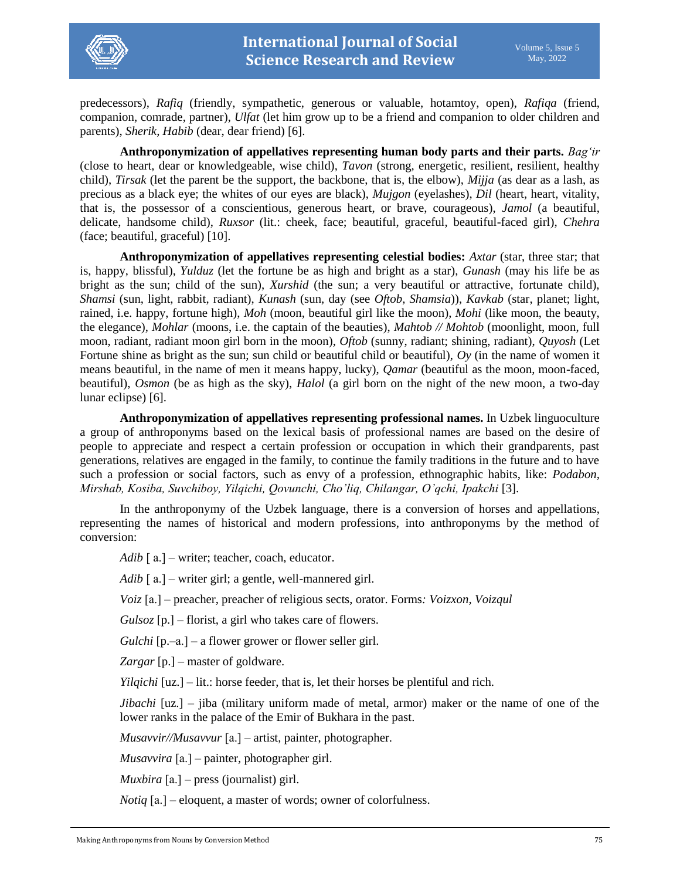predecessors), *Rafiq* (friendly, sympathetic, generous or valuable, hotamtoy, open), *Rafiqa* (friend, companion, comrade, partner), *Ulfat* (let him grow up to be a friend and companion to older children and parents), *Sherik, Habib* (dear, dear friend) [6].

**Anthroponymization of appellatives representing human body parts and their parts.** *Bag'ir* (close to heart, dear or knowledgeable, wise child), *Tavon* (strong, energetic, resilient, resilient, healthy child), *Tirsak* (let the parent be the support, the backbone, that is, the elbow), *Mijja* (as dear as a lash, as precious as a black eye; the whites of our eyes are black), *Mujgon* (eyelashes), *Dil* (heart, heart, vitality, that is, the possessor of a conscientious, generous heart, or brave, courageous), *Jamol* (a beautiful, delicate, handsome child), *Ruxsor* (lit.: cheek, face; beautiful, graceful, beautiful-faced girl), *Chehra* (face; beautiful, graceful) [10].

**Anthroponymization of appellatives representing celestial bodies:** *Axtar* (star, three star; that is, happy, blissful), *Yulduz* (let the fortune be as high and bright as a star), *Gunash* (may his life be as bright as the sun; child of the sun), *Xurshid* (the sun; a very beautiful or attractive, fortunate child), *Shamsi* (sun, light, rabbit, radiant), *Kunash* (sun, day (see *Oftob, Shamsia*)), *Kavkab* (star, planet; light, rained, i.e. happy, fortune high), *Moh* (moon, beautiful girl like the moon), *Mohi* (like moon, the beauty, the elegance), *Mohlar* (moons, i.e. the captain of the beauties), *Mahtob // Mohtob* (moonlight, moon, full moon, radiant, radiant moon girl born in the moon), *Oftob* (sunny, radiant; shining, radiant), *Quyosh* (Let Fortune shine as bright as the sun; sun child or beautiful child or beautiful), *Oy* (in the name of women it means beautiful, in the name of men it means happy, lucky), *Qamar* (beautiful as the moon, moon-faced, beautiful), *Osmon* (be as high as the sky), *Halol* (a girl born on the night of the new moon, a two-day lunar eclipse) [6].

**Anthroponymization of appellatives representing professional names.** In Uzbek linguoculture a group of anthroponyms based on the lexical basis of professional names are based on the desire of people to appreciate and respect a certain profession or occupation in which their grandparents, past generations, relatives are engaged in the family, to continue the family traditions in the future and to have such a profession or social factors, such as envy of a profession, ethnographic habits, like: *Podabon, Mirshab, Kosiba, Suvchiboy, Yilqichi, Qovunchi, Cho'liq, Chilangar, O'qchi, Ipakchi* [3].

In the anthroponymy of the Uzbek language, there is a conversion of horses and appellations, representing the names of historical and modern professions, into anthroponyms by the method of conversion:

*Adib* [ a.] – writer; teacher, coach, educator.

*Adib* [ a.] – writer girl; a gentle, well-mannered girl.

*Voiz* [a.] – preacher, preacher of religious sects, orator. Forms*: Voizxon, Voizqul*

*Gulsoz* [p.] – florist, a girl who takes care of flowers.

*Gulchi* [p.–a.] – a flower grower or flower seller girl.

*Zargar* [p.] – master of goldware.

*Yilqichi* [uz.] – lit.: horse feeder, that is, let their horses be plentiful and rich.

*Jibachi* [uz.] – jiba (military uniform made of metal, armor) maker or the name of one of the lower ranks in the palace of the Emir of Bukhara in the past.

*Musavvir//Musavvur* [a.] – artist, painter, photographer.

*Musavvira* [a.] – painter, photographer girl.

*Muxbira* [a.] – press (journalist) girl.

*Notiq* [a.] – eloquent, a master of words; owner of colorfulness.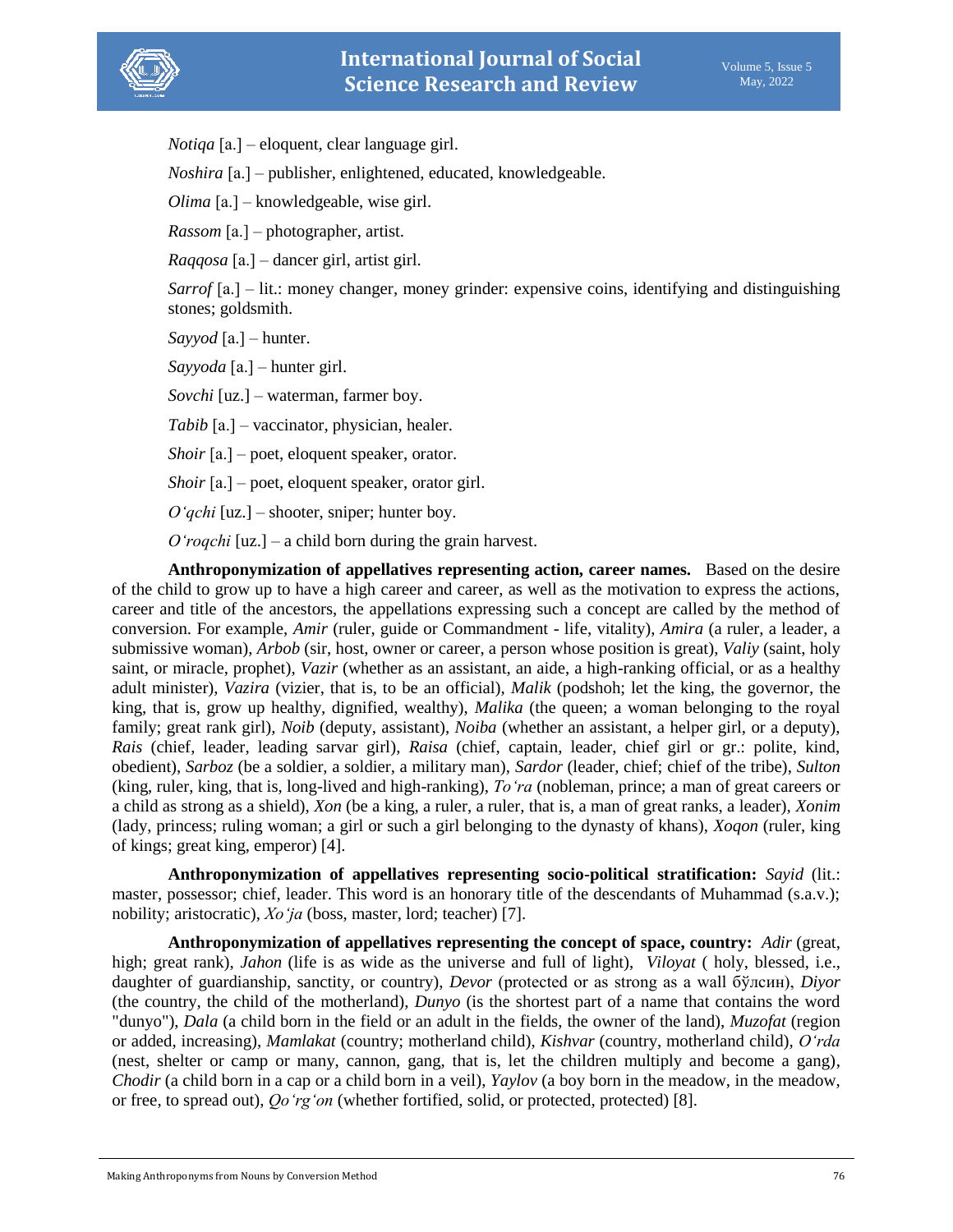*Notiqa* [a.] – eloquent, clear language girl.

*Noshira* [a.] – publisher, enlightened, educated, knowledgeable.

*Olima* [a.] – knowledgeable, wise girl.

*Rassom* [a.] – photographer, artist.

*Raqqosa* [a.] – dancer girl, artist girl.

*Sarrof* [a.] – lit.: money changer, money grinder: expensive coins, identifying and distinguishing stones; goldsmith.

*Sayyod* [a.] – hunter.

*Sayyoda* [a.] – hunter girl.

*Sovchi* [uz.] – waterman, farmer boy.

*Tabib* [a.] – vaccinator, physician, healer.

*Shoir* [a.] – poet, eloquent speaker, orator.

*Shoir* [a.] – poet, eloquent speaker, orator girl.

*O'qchi* [uz.] – shooter, sniper; hunter boy.

*O'roqchi* [uz.] – a child born during the grain harvest.

**Anthroponymization of appellatives representing action, career names.** Based on the desire of the child to grow up to have a high career and career, as well as the motivation to express the actions, career and title of the ancestors, the appellations expressing such a concept are called by the method of conversion. For example, *Amir* (ruler, guide or Commandment - life, vitality), *Amira* (a ruler, a leader, a submissive woman), *Arbob* (sir, host, owner or career, a person whose position is great), *Valiy* (saint, holy saint, or miracle, prophet), *Vazir* (whether as an assistant, an aide, a high-ranking official, or as a healthy adult minister), *Vazira* (vizier, that is, to be an official), *Malik* (podshoh; let the king, the governor, the king, that is, grow up healthy, dignified, wealthy), *Malika* (the queen; a woman belonging to the royal family; great rank girl), *Noib* (deputy, assistant), *Noiba* (whether an assistant, a helper girl, or a deputy), *Rais* (chief, leader, leading sarvar girl), *Raisa* (chief, captain, leader, chief girl or gr.: polite, kind, obedient), *Sarboz* (be a soldier, a soldier, a military man), *Sardor* (leader, chief; chief of the tribe), *Sulton* (king, ruler, king, that is, long-lived and high-ranking), *To'ra* (nobleman, prince; a man of great careers or a child as strong as a shield), *Xon* (be a king, a ruler, a ruler, that is, a man of great ranks, a leader), *Xonim* (lady, princess; ruling woman; a girl or such a girl belonging to the dynasty of khans), *Xoqon* (ruler, king of kings; great king, emperor) [4].

**Anthroponymization of appellatives representing socio-political stratification:** *Sayid* (lit.: master, possessor; chief, leader. This word is an honorary title of the descendants of Muhammad (s.a.v.); nobility; aristocratic), *Xo'ja* (boss, master, lord; teacher) [7].

**Anthroponymization of appellatives representing the concept of space, country:** *Adir* (great, high; great rank), *Jahon* (life is as wide as the universe and full of light), *Viloyat* ( holy, blessed, i.e., daughter of guardianship, sanctity, or country), *Devor* (protected or as strong as a wall бўлсин), *Diyor* (the country, the child of the motherland), *Dunyo* (is the shortest part of a name that contains the word "dunyo"), *Dala* (a child born in the field or an adult in the fields, the owner of the land), *Muzofat* (region or added, increasing), *Mamlakat* (country; motherland child), *Kishvar* (country, motherland child), *O'rda* (nest, shelter or camp or many, cannon, gang, that is, let the children multiply and become a gang), *Chodir* (a child born in a cap or a child born in a veil), *Yaylov* (a boy born in the meadow, in the meadow, or free, to spread out), *Qo'rg'on* (whether fortified, solid, or protected, protected) [8].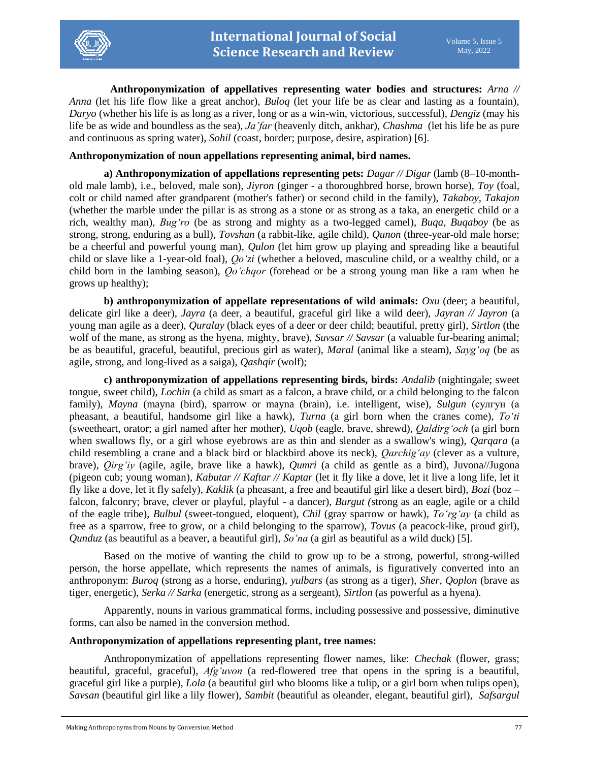**Anthroponymization of appellatives representing water bodies and structures:** *Arna // Anna* (let his life flow like a great anchor), *Buloq* (let your life be as clear and lasting as a fountain), *Daryo* (whether his life is as long as a river, long or as a win-win, victorious, successful), *Dengiz* (may his life be as wide and boundless as the sea), *Ja'far* (heavenly ditch, ankhar), *Chashma* (let his life be as pure and continuous as spring water), *Sohil* (coast, border; purpose, desire, aspiration) [6].

**Anthroponymization of noun appellations representing animal, bird names.**

**a) Anthroponymization of appellations representing pets:** *Dagar // Digar* (lamb (8–10-month-old male lamb), i.e., beloved, male son), *Jiyron* (ginger - a thoroughbred horse, brown horse), *Toy* (foal, colt or child named after grandparent (mother's father) or second child in the family), *Takaboy*, *Takajon* (whether the marble under the pillar is as strong as a stone or as strong as a taka, an energetic child or a rich, wealthy man), *Bug'ro* (be as strong and mighty as a two-legged camel), *Buqa, Buqaboy* (be as strong, strong, enduring as a bull), *Tovshan* (a rabbit-like, agile child), *Qunon* (three-year-old male horse; be a cheerful and powerful young man), *Qulon* (let him grow up playing and spreading like a beautiful child or slave like a 1-year-old foal), *Qo'zi* (whether a beloved, masculine child, or a wealthy child, or a child born in the lambing season), *Qo'chqor* (forehead or be a strong young man like a ram when he grows up healthy);

**b) anthroponymization of appellate representations of wild animals:** *Oxu* (deer; a beautiful, delicate girl like a deer), *Jayra* (a deer, a beautiful, graceful girl like a wild deer), *Jayran // Jayron* (a young man agile as a deer), *Quralay* (black eyes of a deer or deer child; beautiful, pretty girl), *Sirtlon* (the wolf of the mane, as strong as the hyena, mighty, brave), *Suvsar // Savsar* (a valuable fur-bearing animal; be as beautiful, graceful, beautiful, precious girl as water), *Maral* (animal like a steam), *Sayg'oq* (be as agile, strong, and long-lived as a saiga), *Qashqir* (wolf);

**c) anthroponymization of appellations representing birds, birds:** *Andalib* (nightingale; sweet tongue, sweet child), *Lochin* (a child as smart as a falcon, a brave child, or a child belonging to the falcon family), *Mayna* (mayna (bird), sparrow or mayna (brain), i.e. intelligent, wise), *Sulgun* (сулгун (a pheasant, a beautiful, handsome girl like a hawk), *Turna* (a girl born when the cranes come), *To'ti* (sweetheart, orator; a girl named after her mother), *Uqob* (eagle, brave, shrewd), *Qaldirg'och* (a girl born when swallows fly, or a girl whose eyebrows are as thin and slender as a swallow's wing), *Qarqara* (a child resembling a crane and a black bird or blackbird above its neck), *Qarchig'ay* (clever as a vulture, brave), *Qirg'iy* (agile, agile, brave like a hawk), *Qumri* (a child as gentle as a bird), Juvona//Jugona (pigeon cub; young woman), *Kabutar // Kaftar // Kaptar* (let it fly like a dove, let it live a long life, let it fly like a dove, let it fly safely), *Kaklik* (a pheasant, a free and beautiful girl like a desert bird), *Bozi* (boz – falcon, falconry; brave, clever or playful, playful - a dancer), *Burgut (*strong as an eagle, agile or a child of the eagle tribe), *Bulbul* (sweet-tongued, eloquent), *Chil* (gray sparrow or hawk), *To'rg'ay* (a child as free as a sparrow, free to grow, or a child belonging to the sparrow), *Tovus* (a peacock-like, proud girl), *Qunduz* (as beautiful as a beaver, a beautiful girl), *So'na* (a girl as beautiful as a wild duck) [5].

Based on the motive of wanting the child to grow up to be a strong, powerful, strong-willed person, the horse appellate, which represents the names of animals, is figuratively converted into an anthroponym: *Buroq* (strong as a horse, enduring), *yulbars* (as strong as a tiger), *Sher*, *Qoplon* (brave as tiger, energetic), *Serka // Sarka* (energetic, strong as a sergeant), *Sirtlon* (as powerful as a hyena).

Apparently, nouns in various grammatical forms, including possessive and possessive, diminutive forms, can also be named in the conversion method.

**Anthroponymization of appellations representing plant, tree names:**

Anthroponymization of appellations representing flower names, like: *Chechak* (flower, grass; beautiful, graceful, graceful), *Afg'uvon* (a red-flowered tree that opens in the spring is a beautiful, graceful girl like a purple), *Lola* (a beautiful girl who blooms like a tulip, or a girl born when tulips open), *Savsan* (beautiful girl like a lily flower), *Sambit* (beautiful as oleander, elegant, beautiful girl), *Safsargul*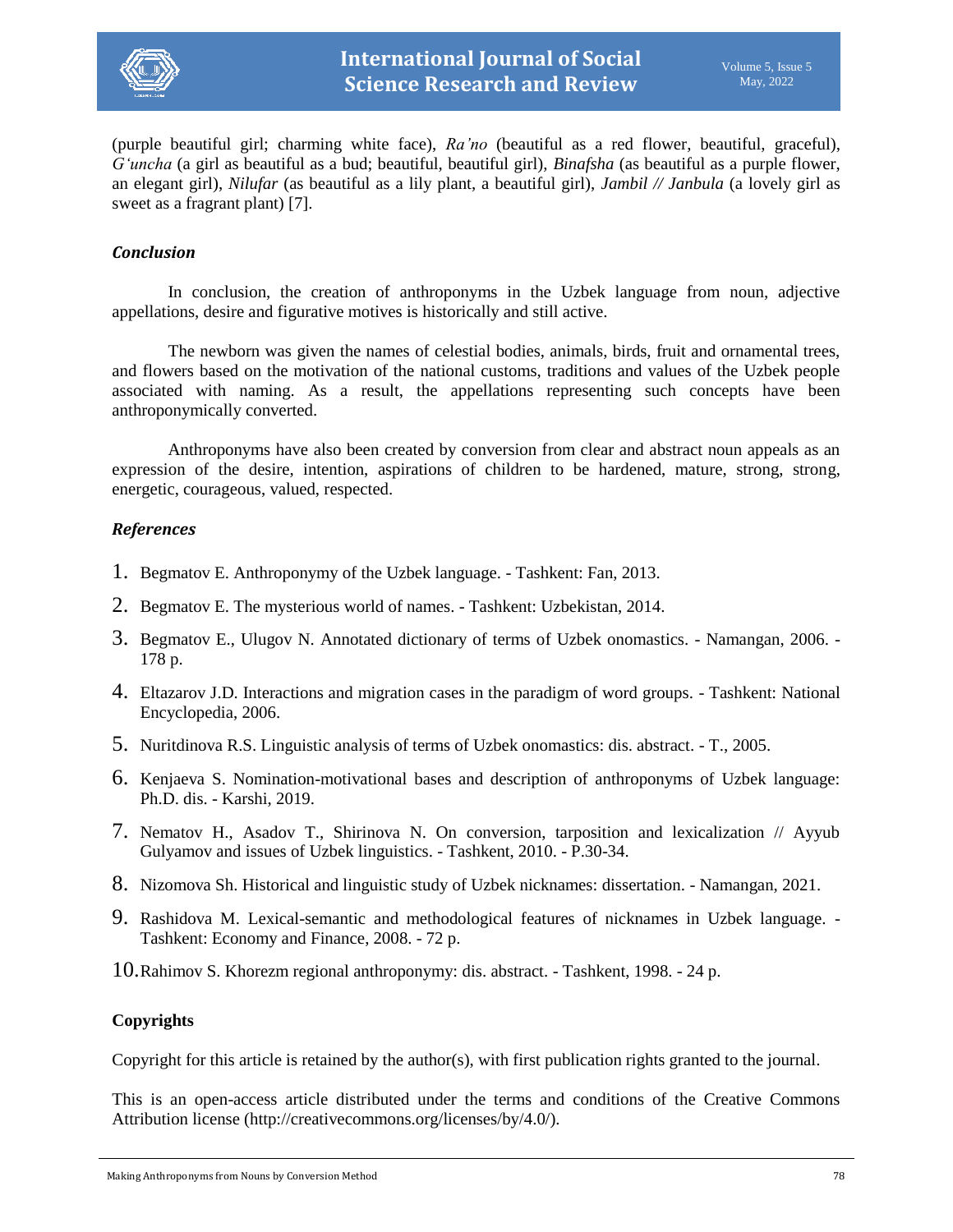(purple beautiful girl; charming white face), *Ra'no* (beautiful as a red flower, beautiful, graceful), *G'uncha* (a girl as beautiful as a bud; beautiful, beautiful girl), *Binafsha* (as beautiful as a purple flower, an elegant girl), *Nilufar* (as beautiful as a lily plant, a beautiful girl), *Jambil // Janbula* (a lovely girl as sweet as a fragrant plant) [7].

### *Conclusion*

In conclusion, the creation of anthroponyms in the Uzbek language from noun, adjective appellations, desire and figurative motives is historically and still active.

The newborn was given the names of celestial bodies, animals, birds, fruit and ornamental trees, and flowers based on the motivation of the national customs, traditions and values of the Uzbek people associated with naming. As a result, the appellations representing such concepts have been anthroponymically converted.

Anthroponyms have also been created by conversion from clear and abstract noun appeals as an expression of the desire, intention, aspirations of children to be hardened, mature, strong, strong, energetic, courageous, valued, respected.

### *References*

1. Begmatov E. Anthroponymy of the Uzbek language. - Tashkent: Fan, 2013.
2. Begmatov E. The mysterious world of names. - Tashkent: Uzbekistan, 2014.
3. Begmatov E., Ulugov N. Annotated dictionary of terms of Uzbek onomastics. - Namangan, 2006. - 178 p.
4. Eltazarov J.D. Interactions and migration cases in the paradigm of word groups. - Tashkent: National Encyclopedia, 2006.
5. Nuritdinova R.S. Linguistic analysis of terms of Uzbek onomastics: dis. abstract. - T., 2005.
6. Kenjaeva S. Nomination-motivational bases and description of anthroponyms of Uzbek language: Ph.D. dis. - Karshi, 2019.
7. Nematov H., Asadov T., Shirinova N. On conversion, tarposition and lexicalization // Ayyub Gulyamov and issues of Uzbek linguistics. - Tashkent, 2010. - P.30-34.
8. Nizomova Sh. Historical and linguistic study of Uzbek nicknames: dissertation. - Namangan, 2021.
9. Rashidova M. Lexical-semantic and methodological features of nicknames in Uzbek language. - Tashkent: Economy and Finance, 2008. - 72 p.
10. Rahimov S. Khorezm regional anthroponymy: dis. abstract. - Tashkent, 1998. - 24 p.

**Copyrights**

Copyright for this article is retained by the author(s), with first publication rights granted to the journal.

This is an open-access article distributed under the terms and conditions of the Creative Commons Attribution license (http://creativecommons.org/licenses/by/4.0/).